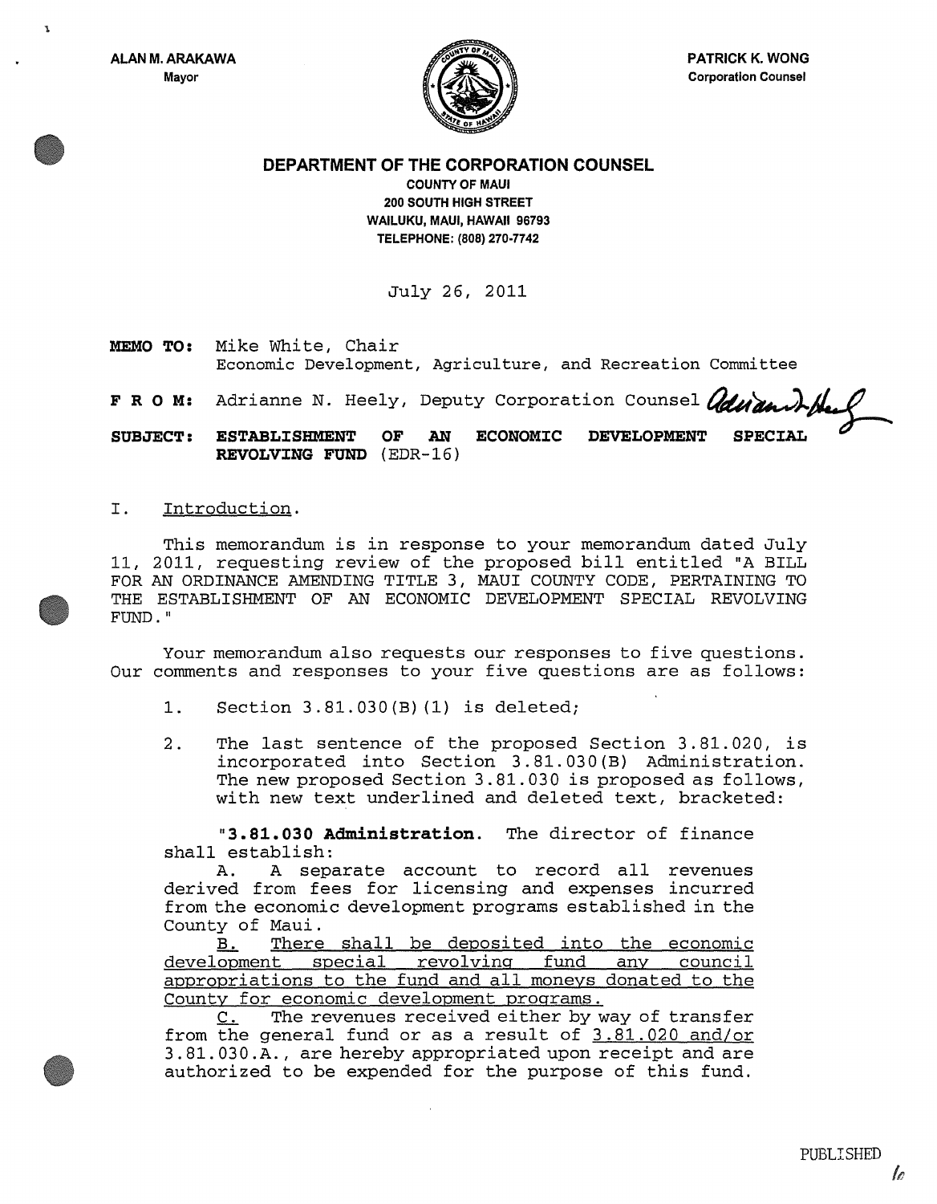ALAN M. ARAKAWA
Mayor

PATRICK K. WONG
Corporation Counsel

# DEPARTMENT OF THE CORPORATION COUNSEL

**COUNTY OF MAUI**
**200 SOUTH HIGH STREET**
**WAILUKU, MAUI, HAWAII 96793**
**TELEPHONE: (808) 270-7742**

July 26, 2011

**MEMO TO:** Mike White, Chair
Economic Development, Agriculture, and Recreation Committee

**F R O M:** Adrianne N. Heely, Deputy Corporation Counsel

**SUBJECT: ESTABLISHMENT OF AN ECONOMIC DEVELOPMENT SPECIAL REVOLVING FUND** (EDR-16)

I. Introduction.

This memorandum is in response to your memorandum dated July 11, 2011, requesting review of the proposed bill entitled "A BILL FOR AN ORDINANCE AMENDING TITLE 3, MAUI COUNTY CODE, PERTAINING TO THE ESTABLISHMENT OF AN ECONOMIC DEVELOPMENT SPECIAL REVOLVING FUND."

Your memorandum also requests our responses to five questions. Our comments and responses to your five questions are as follows:

1. Section 3.81.030(B)(1) is deleted;

2. The last sentence of the proposed Section 3.81.020, is incorporated into Section 3.81.030(B) Administration. The new proposed Section 3.81.030 is proposed as follows, with new text underlined and deleted text, bracketed:

"**3.81.030 Administration.** The director of finance shall establish:

A. A separate account to record all revenues derived from fees for licensing and expenses incurred from the economic development programs established in the County of Maui.

<u>B. There shall be deposited into the economic development special revolving fund any council appropriations to the fund and all moneys donated to the County for economic development programs.</u>

<u>C.</u> The revenues received either by way of transfer from the general fund or as a result of <u>3.81.020 and/or</u> 3.81.030.A., are hereby appropriated upon receipt and are authorized to be expended for the purpose of this fund.

PUBLISHED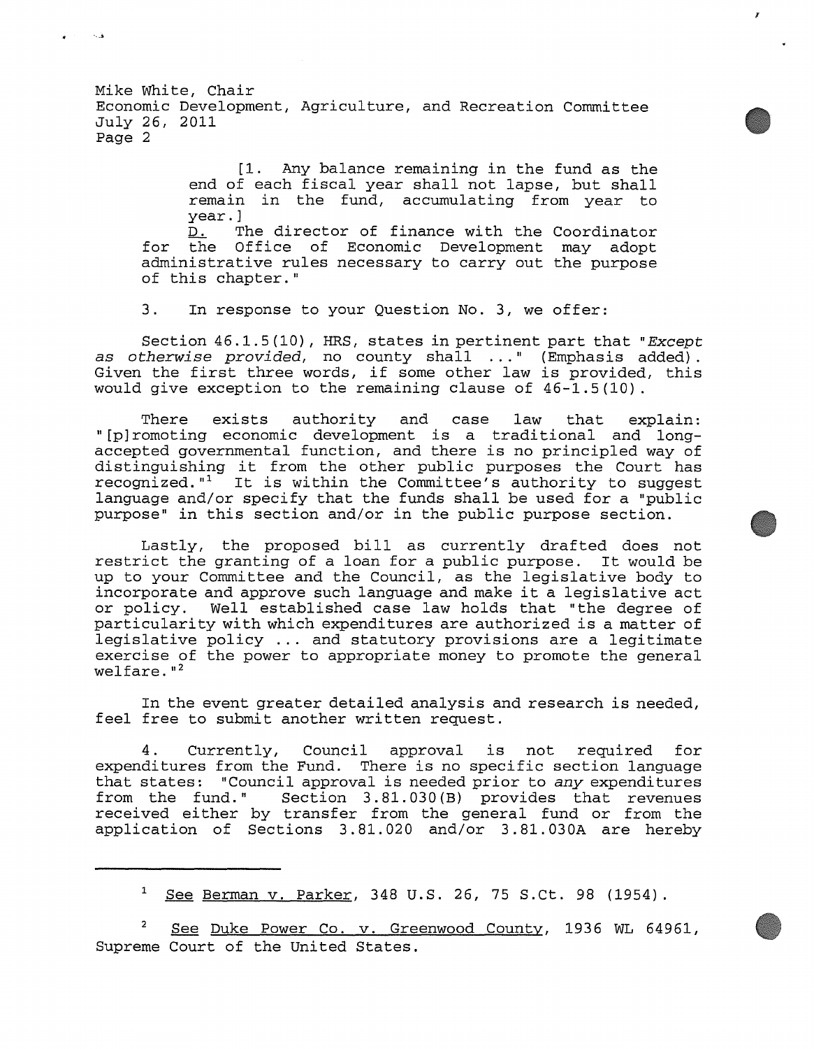[1. Any balance remaining in the fund as the end of each fiscal year shall not lapse, but shall remain in the fund, accumulating from year to year.]

D. The director of finance with the Coordinator for the Office of Economic Development may adopt administrative rules necessary to carry out the purpose of this chapter."

3. In response to your Question No. 3, we offer:

Section 46.1.5(10), HRS, states in pertinent part that "*Except as otherwise provided*, no county shall ..." (Emphasis added). Given the first three words, if some other law is provided, this would give exception to the remaining clause of 46-1.5(10).

There exists authority and case law that explain: "[p]romoting economic development is a traditional and long-accepted governmental function, and there is no principled way of distinguishing it from the other public purposes the Court has recognized."[1] It is within the Committee's authority to suggest language and/or specify that the funds shall be used for a "public purpose" in this section and/or in the public purpose section.

Lastly, the proposed bill as currently drafted does not restrict the granting of a loan for a public purpose. It would be up to your Committee and the Council, as the legislative body to incorporate and approve such language and make it a legislative act or policy. Well established case law holds that "the degree of particularity with which expenditures are authorized is a matter of legislative policy ... and statutory provisions are a legitimate exercise of the power to appropriate money to promote the general welfare."[2]

In the event greater detailed analysis and research is needed, feel free to submit another written request.

4. Currently, Council approval is not required for expenditures from the Fund. There is no specific section language that states: "Council approval is needed prior to *any* expenditures from the fund." Section 3.81.030(B) provides that revenues received either by transfer from the general fund or from the application of Sections 3.81.020 and/or 3.81.030A are hereby

---

[1] See Berman v. Parker, 348 U.S. 26, 75 S.Ct. 98 (1954).

[2] See Duke Power Co. v. Greenwood County, 1936 WL 64961, Supreme Court of the United States.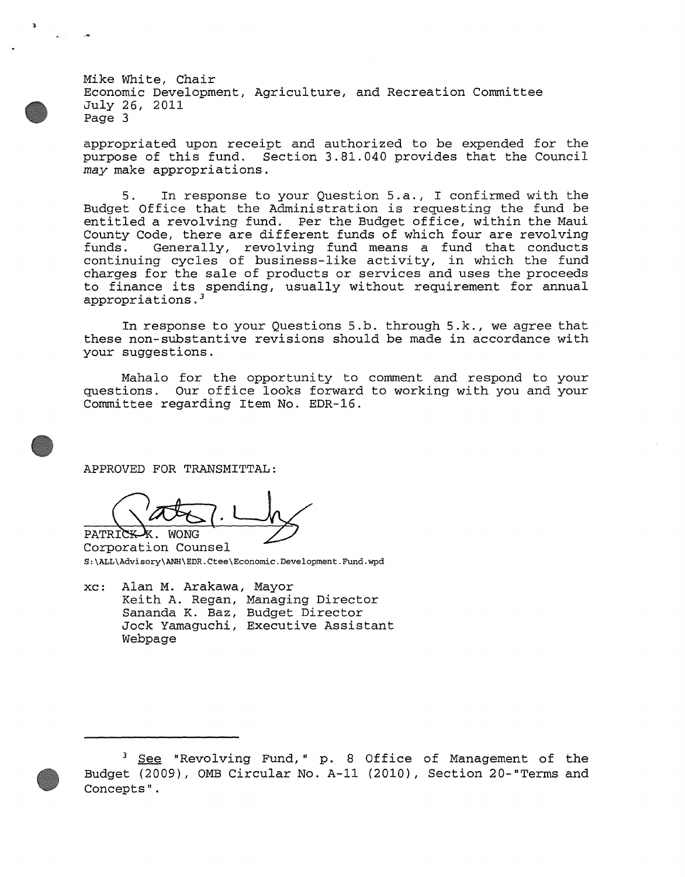Mike White, Chair
Economic Development, Agriculture, and Recreation Committee
July 26, 2011

appropriated upon receipt and authorized to be expended for the purpose of this fund. Section 3.81.040 provides that the Council *may* make appropriations.

5. In response to your Question 5.a., I confirmed with the Budget Office that the Administration is requesting the fund be entitled a revolving fund. Per the Budget office, within the Maui County Code, there are different funds of which four are revolving funds. Generally, revolving fund means a fund that conducts continuing cycles of business-like activity, in which the fund charges for the sale of products or services and uses the proceeds to finance its spending, usually without requirement for annual appropriations.[3]

In response to your Questions 5.b. through 5.k., we agree that these non-substantive revisions should be made in accordance with your suggestions.

Mahalo for the opportunity to comment and respond to your questions. Our office looks forward to working with you and your Committee regarding Item No. EDR-16.

APPROVED FOR TRANSMITTAL:

PATRICK K. WONG
Corporation Counsel

S:\ALL\Advisory\ANH\EDR.Ctee\Economic.Development.Fund.wpd

xc: Alan M. Arakawa, Mayor
Keith A. Regan, Managing Director
Sananda K. Baz, Budget Director
Jock Yamaguchi, Executive Assistant
Webpage

---

[3] See "Revolving Fund," p. 8 Office of Management of the Budget (2009), OMB Circular No. A-11 (2010), Section 20-"Terms and Concepts".